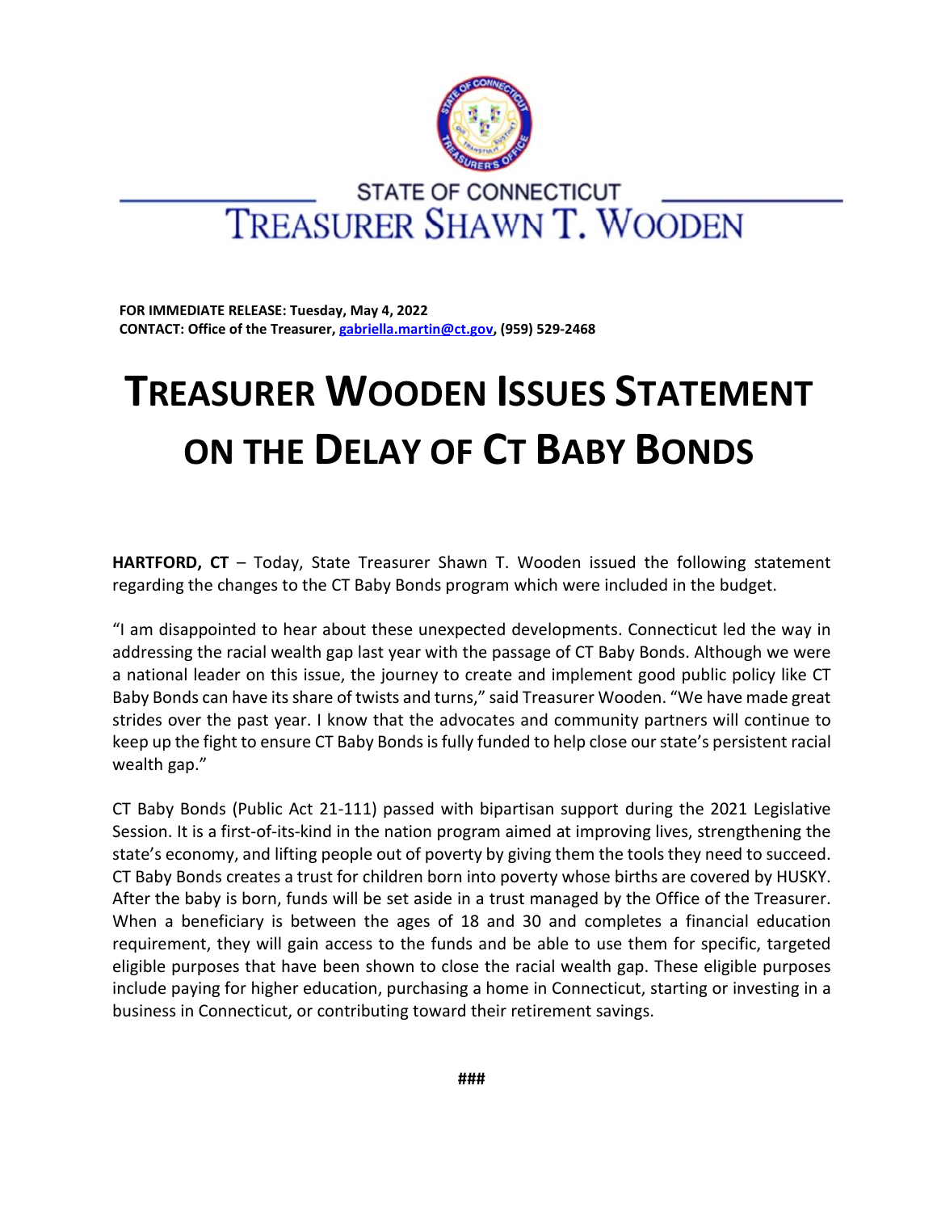STATE OF CONNECTICUT

TREASURER SHAWN T. WOODEN

**FOR IMMEDIATE RELEASE: Tuesday, May 4, 2022**
**CONTACT: Office of the Treasurer, [gabriella.martin@ct.gov](mailto:gabriella.martin@ct.gov), (959) 529-2468**

# TREASURER WOODEN ISSUES STATEMENT ON THE DELAY OF CT BABY BONDS

**HARTFORD, CT** – Today, State Treasurer Shawn T. Wooden issued the following statement regarding the changes to the CT Baby Bonds program which were included in the budget.

"I am disappointed to hear about these unexpected developments. Connecticut led the way in addressing the racial wealth gap last year with the passage of CT Baby Bonds. Although we were a national leader on this issue, the journey to create and implement good public policy like CT Baby Bonds can have its share of twists and turns," said Treasurer Wooden. "We have made great strides over the past year. I know that the advocates and community partners will continue to keep up the fight to ensure CT Baby Bonds is fully funded to help close our state's persistent racial wealth gap."

CT Baby Bonds (Public Act 21-111) passed with bipartisan support during the 2021 Legislative Session. It is a first-of-its-kind in the nation program aimed at improving lives, strengthening the state's economy, and lifting people out of poverty by giving them the tools they need to succeed. CT Baby Bonds creates a trust for children born into poverty whose births are covered by HUSKY. After the baby is born, funds will be set aside in a trust managed by the Office of the Treasurer. When a beneficiary is between the ages of 18 and 30 and completes a financial education requirement, they will gain access to the funds and be able to use them for specific, targeted eligible purposes that have been shown to close the racial wealth gap. These eligible purposes include paying for higher education, purchasing a home in Connecticut, starting or investing in a business in Connecticut, or contributing toward their retirement savings.

###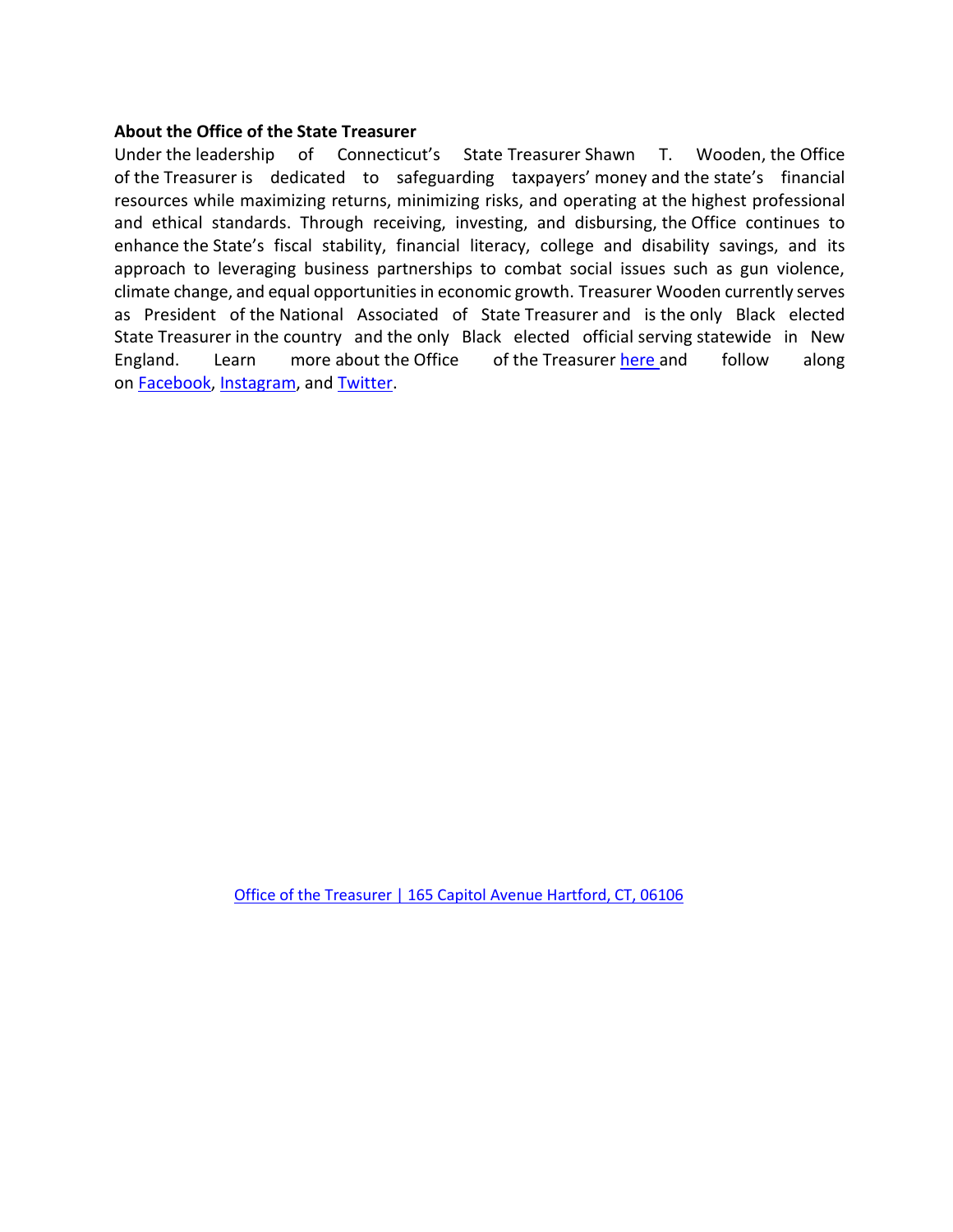**About the Office of the State Treasurer**

Under the leadership of Connecticut's State Treasurer Shawn T. Wooden, the Office of the Treasurer is dedicated to safeguarding taxpayers' money and the state's financial resources while maximizing returns, minimizing risks, and operating at the highest professional and ethical standards. Through receiving, investing, and disbursing, the Office continues to enhance the State's fiscal stability, financial literacy, college and disability savings, and its approach to leveraging business partnerships to combat social issues such as gun violence, climate change, and equal opportunities in economic growth. Treasurer Wooden currently serves as President of the National Associated of State Treasurer and is the only Black elected State Treasurer in the country and the only Black elected official serving statewide in New England. Learn more about the Office of the Treasurer here and follow along on Facebook, Instagram, and Twitter.

Office of the Treasurer | 165 Capitol Avenue Hartford, CT, 06106